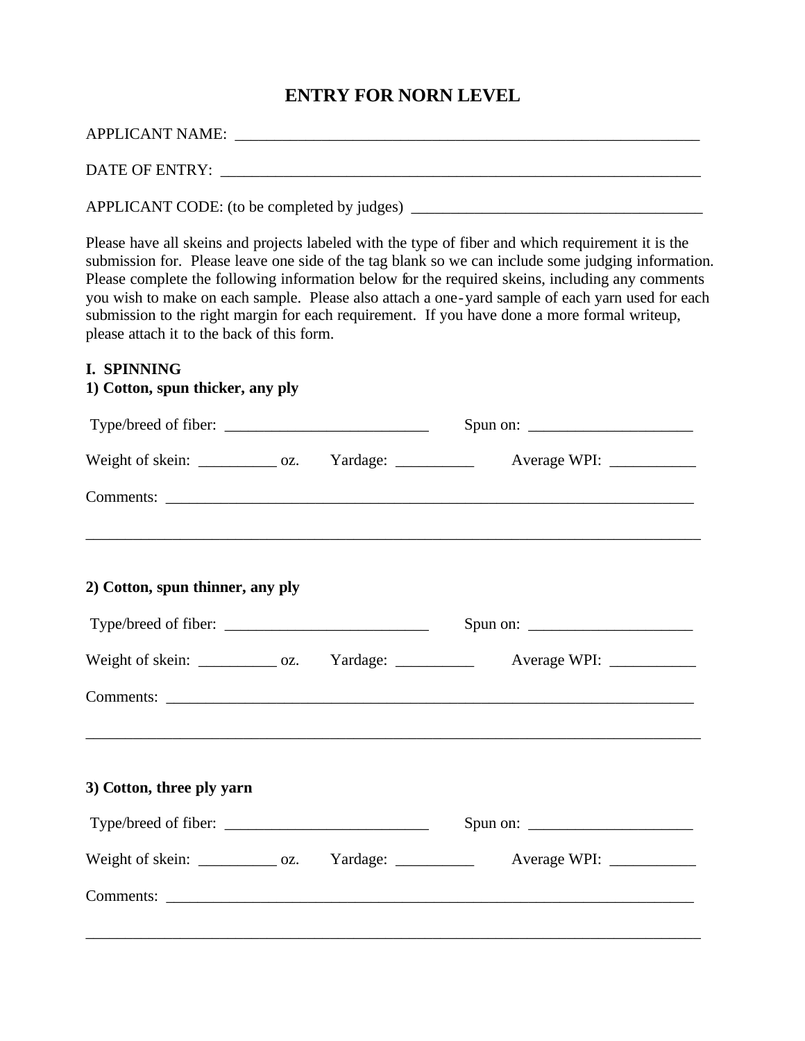# ENTRY FOR NORN LEVEL

APPLICANT NAME: ____________________________________________________________

DATE OF ENTRY: _____________________________________________________________

APPLICANT CODE: (to be completed by judges) ____________________________________

Please have all skeins and projects labeled with the type of fiber and which requirement it is the submission for. Please leave one side of the tag blank so we can include some judging information. Please complete the following information below for the required skeins, including any comments you wish to make on each sample. Please also attach a one-yard sample of each yarn used for each submission to the right margin for each requirement. If you have done a more formal writeup, please attach it to the back of this form.

## I. SPINNING

### 1) Cotton, spun thicker, any ply

Type/breed of fiber: __________________________ Spun on: _____________________

Weight of skein: __________ oz. Yardage: __________ Average WPI: ___________

Comments: _______________________________________________________________

_________________________________________________________________________

### 2) Cotton, spun thinner, any ply

Type/breed of fiber: __________________________ Spun on: _____________________

Weight of skein: __________ oz. Yardage: __________ Average WPI: ___________

Comments: _______________________________________________________________

_________________________________________________________________________

### 3) Cotton, three ply yarn

Type/breed of fiber: __________________________ Spun on: _____________________

Weight of skein: __________ oz. Yardage: __________ Average WPI: ___________

Comments: _______________________________________________________________

_________________________________________________________________________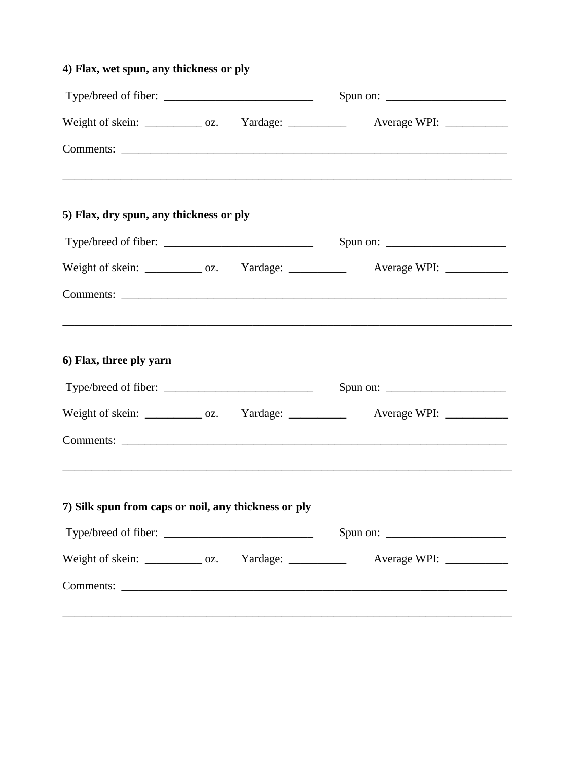**4) Flax, wet spun, any thickness or ply**

Type/breed of fiber: __________________________ Spun on: _____________________

Weight of skein: __________ oz. Yardage: __________ Average WPI: ___________

Comments: ______________________________________________________________________

________________________________________________________________________________

**5) Flax, dry spun, any thickness or ply**

Type/breed of fiber: __________________________ Spun on: _____________________

Weight of skein: __________ oz. Yardage: __________ Average WPI: ___________

Comments: ______________________________________________________________________

________________________________________________________________________________

**6) Flax, three ply yarn**

Type/breed of fiber: __________________________ Spun on: _____________________

Weight of skein: __________ oz. Yardage: __________ Average WPI: ___________

Comments: ______________________________________________________________________

________________________________________________________________________________

**7) Silk spun from caps or noil, any thickness or ply**

Type/breed of fiber: __________________________ Spun on: _____________________

Weight of skein: __________ oz. Yardage: __________ Average WPI: ___________

Comments: ______________________________________________________________________

________________________________________________________________________________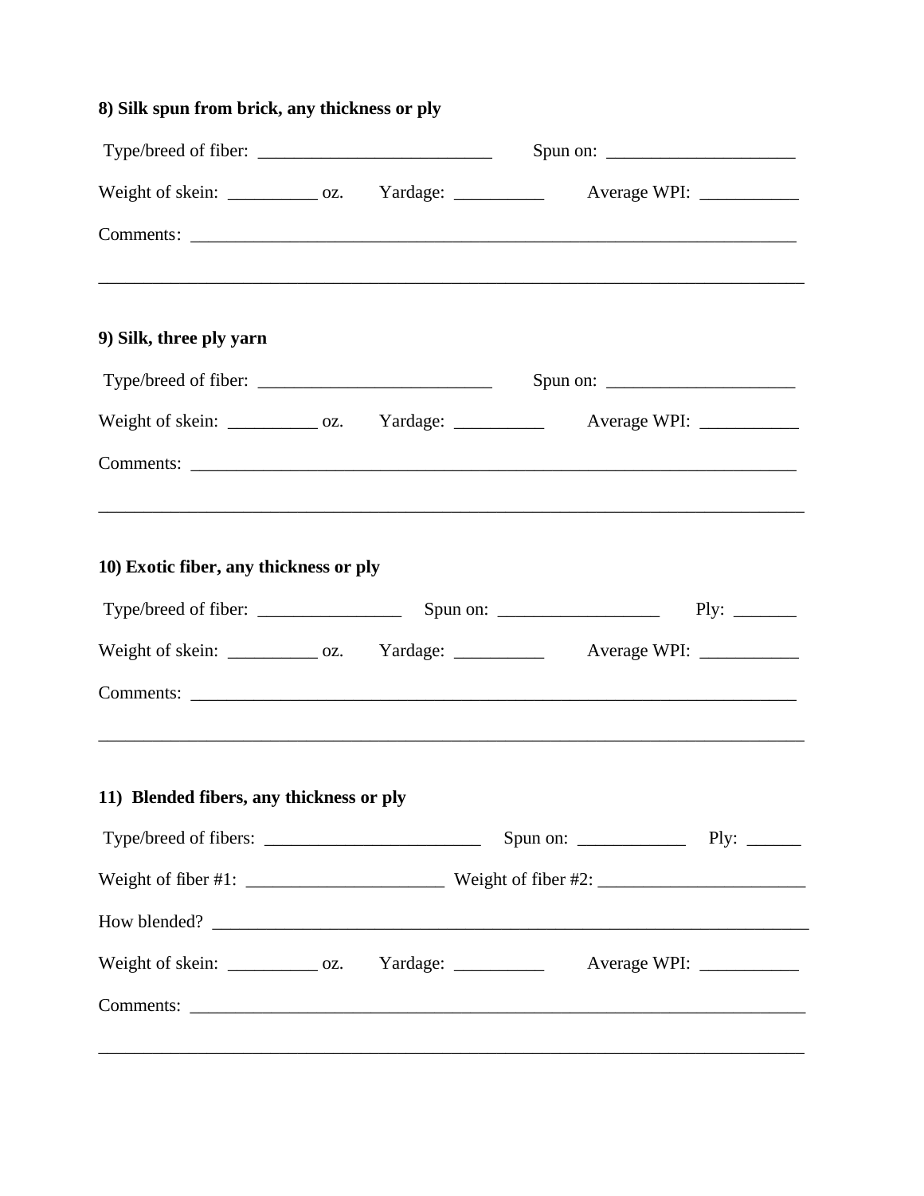**8) Silk spun from brick, any thickness or ply**

Type/breed of fiber: __________________________ Spun on: _____________________

Weight of skein: __________ oz. Yardage: __________ Average WPI: ___________

Comments: ______________________________________________________________________

________________________________________________________________________________

**9) Silk, three ply yarn**

Type/breed of fiber: __________________________ Spun on: _____________________

Weight of skein: __________ oz. Yardage: __________ Average WPI: ___________

Comments: ______________________________________________________________________

________________________________________________________________________________

**10) Exotic fiber, any thickness or ply**

Type/breed of fiber: ________________ Spun on: __________________ Ply: _______

Weight of skein: __________ oz. Yardage: __________ Average WPI: ___________

Comments: ______________________________________________________________________

________________________________________________________________________________

**11) Blended fibers, any thickness or ply**

Type/breed of fibers: ________________________ Spun on: ____________ Ply: ______

Weight of fiber #1: ______________________ Weight of fiber #2: _______________________

How blended? ____________________________________________________________________

Weight of skein: __________ oz. Yardage: __________ Average WPI: ___________

Comments: ______________________________________________________________________

________________________________________________________________________________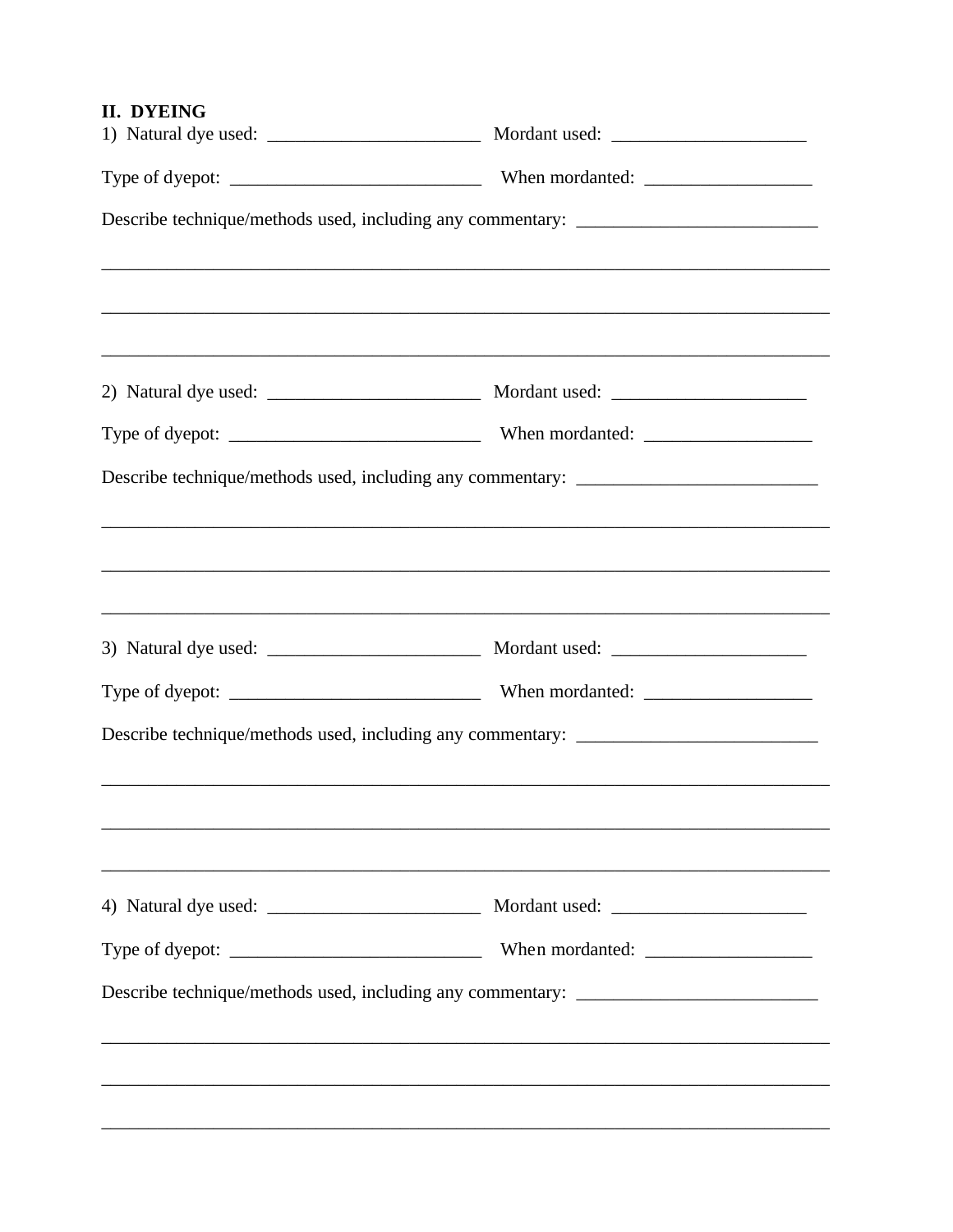## II. DYEING

1) Natural dye used: _______________________ Mordant used: _____________________

Type of dyepot: ___________________________ When mordanted: _________________

Describe technique/methods used, including any commentary: _________________________

________________________________________________________________________________

________________________________________________________________________________

________________________________________________________________________________

2) Natural dye used: _______________________ Mordant used: _____________________

Type of dyepot: ___________________________ When mordanted: _________________

Describe technique/methods used, including any commentary: _________________________

________________________________________________________________________________

________________________________________________________________________________

________________________________________________________________________________

3) Natural dye used: _______________________ Mordant used: _____________________

Type of dyepot: ___________________________ When mordanted: _________________

Describe technique/methods used, including any commentary: _________________________

________________________________________________________________________________

________________________________________________________________________________

________________________________________________________________________________

4) Natural dye used: _______________________ Mordant used: _____________________

Type of dyepot: ___________________________ When mordanted: _________________

Describe technique/methods used, including any commentary: _________________________

________________________________________________________________________________

________________________________________________________________________________

________________________________________________________________________________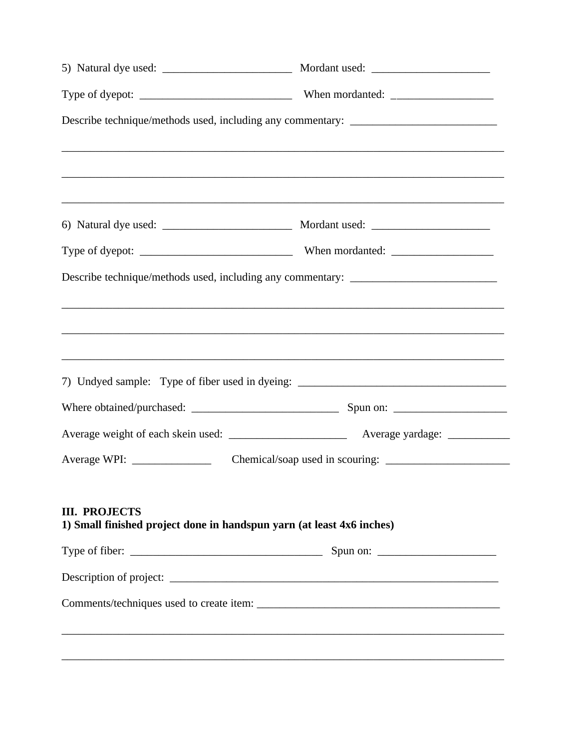5) Natural dye used: _______________________ Mordant used: _____________________

Type of dyepot: ___________________________ When mordanted: __________________

Describe technique/methods used, including any commentary: __________________________

________________________________________________________________________________

________________________________________________________________________________

________________________________________________________________________________

6) Natural dye used: _______________________ Mordant used: _____________________

Type of dyepot: ___________________________ When mordanted: __________________

Describe technique/methods used, including any commentary: __________________________

________________________________________________________________________________

________________________________________________________________________________

________________________________________________________________________________

7) Undyed sample: Type of fiber used in dyeing: _____________________________________

Where obtained/purchased: __________________________ Spun on: ____________________

Average weight of each skein used: _____________________ Average yardage: ___________

Average WPI: ______________ Chemical/soap used in scouring: ______________________

## III. PROJECTS

**1) Small finished project done in handspun yarn (at least 4x6 inches)**

Type of fiber: __________________________________ Spun on: _____________________

Description of project: ______________________________________________________________

Comments/techniques used to create item: ___________________________________________

________________________________________________________________________________

________________________________________________________________________________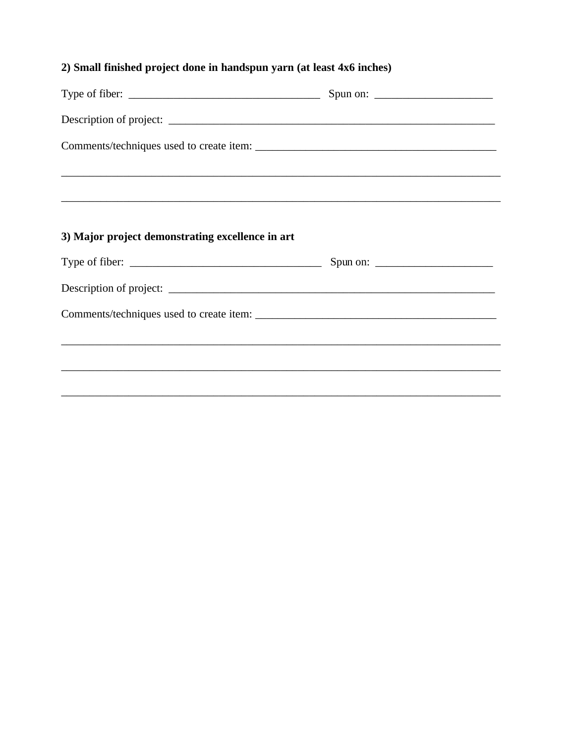**2) Small finished project done in handspun yarn (at least 4x6 inches)**

Type of fiber: ___________________________________ Spun on: _____________________

Description of project: ____________________________________________________________

Comments/techniques used to create item: ____________________________________________

________________________________________________________________________________

________________________________________________________________________________

**3) Major project demonstrating excellence in art**

Type of fiber: ___________________________________ Spun on: _____________________

Description of project: ____________________________________________________________

Comments/techniques used to create item: ____________________________________________

________________________________________________________________________________

________________________________________________________________________________

________________________________________________________________________________